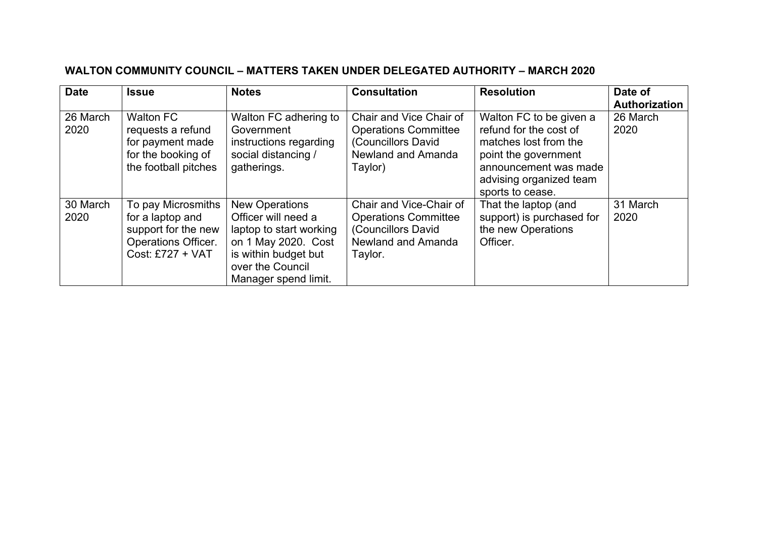**WALTON COMMUNITY COUNCIL – MATTERS TAKEN UNDER DELEGATED AUTHORITY – MARCH 2020**

| Date | Issue | Notes | Consultation | Resolution | Date of Authorization |
|---|---|---|---|---|---|
| 26 March 2020 | Walton FC requests a refund for payment made for the booking of the football pitches | Walton FC adhering to Government instructions regarding social distancing / gatherings. | Chair and Vice Chair of Operations Committee (Councillors David Newland and Amanda Taylor) | Walton FC to be given a refund for the cost of matches lost from the point the government announcement was made advising organized team sports to cease. | 26 March 2020 |
| 30 March 2020 | To pay Microsmiths for a laptop and support for the new Operations Officer. Cost: £727 + VAT | New Operations Officer will need a laptop to start working on 1 May 2020. Cost is within budget but over the Council Manager spend limit. | Chair and Vice-Chair of Operations Committee (Councillors David Newland and Amanda Taylor. | That the laptop (and support) is purchased for the new Operations Officer. | 31 March 2020 |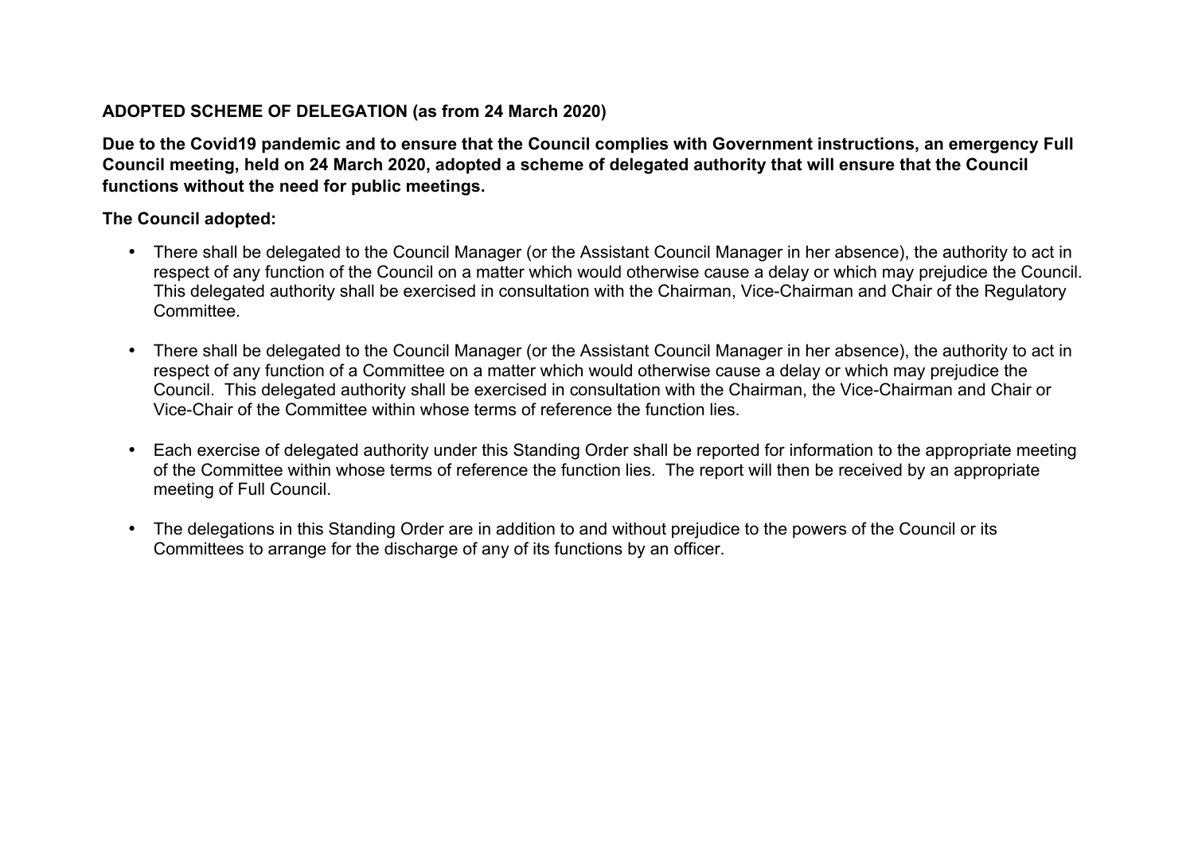**ADOPTED SCHEME OF DELEGATION (as from 24 March 2020)**

**Due to the Covid19 pandemic and to ensure that the Council complies with Government instructions, an emergency Full Council meeting, held on 24 March 2020, adopted a scheme of delegated authority that will ensure that the Council functions without the need for public meetings.**

**The Council adopted:**

- There shall be delegated to the Council Manager (or the Assistant Council Manager in her absence), the authority to act in respect of any function of the Council on a matter which would otherwise cause a delay or which may prejudice the Council. This delegated authority shall be exercised in consultation with the Chairman, Vice-Chairman and Chair of the Regulatory Committee.

- There shall be delegated to the Council Manager (or the Assistant Council Manager in her absence), the authority to act in respect of any function of a Committee on a matter which would otherwise cause a delay or which may prejudice the Council. This delegated authority shall be exercised in consultation with the Chairman, the Vice-Chairman and Chair or Vice-Chair of the Committee within whose terms of reference the function lies.

- Each exercise of delegated authority under this Standing Order shall be reported for information to the appropriate meeting of the Committee within whose terms of reference the function lies. The report will then be received by an appropriate meeting of Full Council.

- The delegations in this Standing Order are in addition to and without prejudice to the powers of the Council or its Committees to arrange for the discharge of any of its functions by an officer.